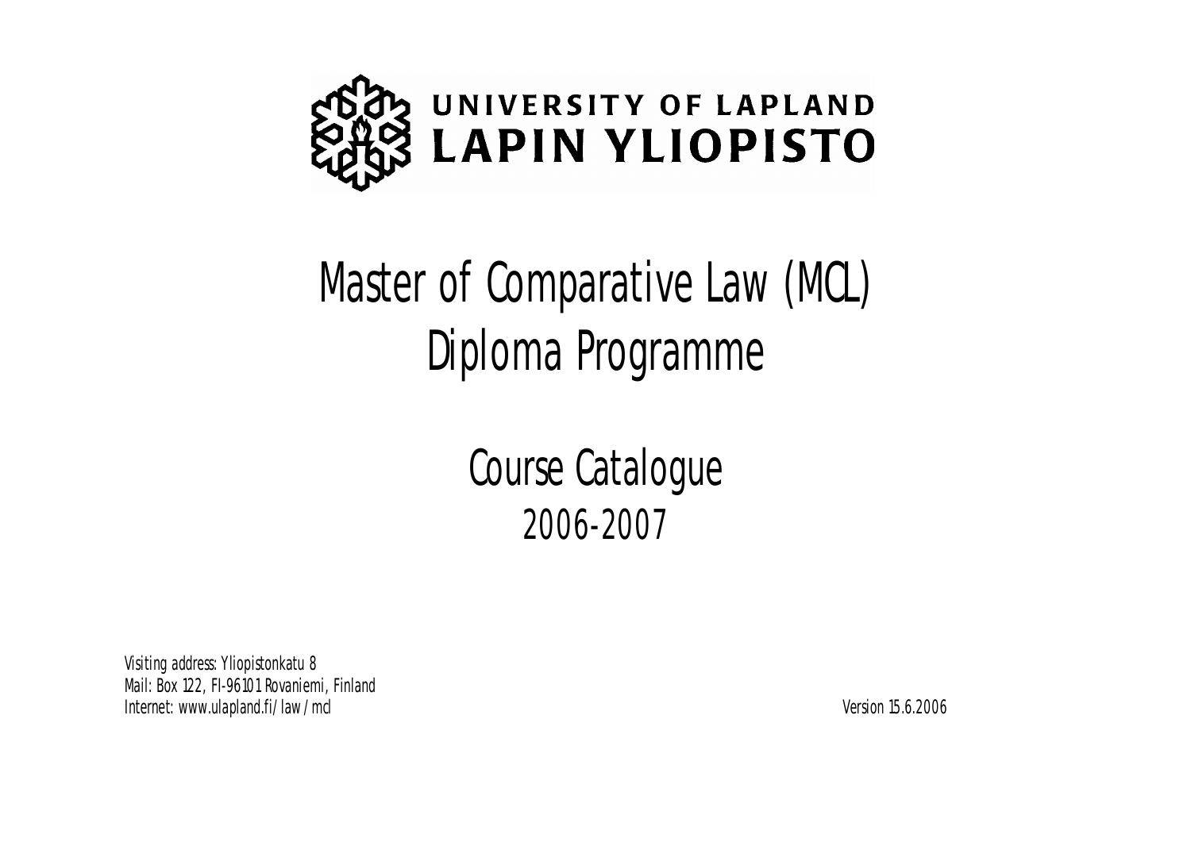UNIVERSITY OF LAPLAND
LAPIN YLIOPISTO

# Master of Comparative Law (MCL) Diploma Programme

## Course Catalogue 2006-2007

Visiting address: Yliopistonkatu 8
Mail: Box 122, FI-96101 Rovaniemi, Finland
Internet: www.ulapland.fi/law/mcl

Version 15.6.2006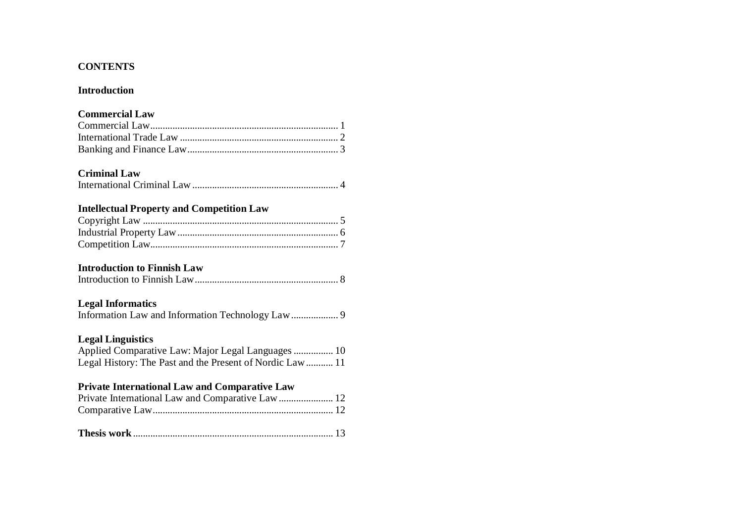# CONTENTS

**Introduction**

**Commercial Law**

Commercial Law........................................................................ 1
International Trade Law ............................................................... 2
Banking and Finance Law............................................................ 3

**Criminal Law**

International Criminal Law .......................................................... 4

**Intellectual Property and Competition Law**

Copyright Law .............................................................................. 5
Industrial Property Law ................................................................ 6
Competition Law........................................................................... 7

**Introduction to Finnish Law**

Introduction to Finnish Law.......................................................... 8

**Legal Informatics**

Information Law and Information Technology Law.................. 9

**Legal Linguistics**

Applied Comparative Law: Major Legal Languages ................ 10
Legal History: The Past and the Present of Nordic Law........... 11

**Private International Law and Comparative Law**

Private International Law and Comparative Law...................... 12
Comparative Law........................................................................ 12

**Thesis work**................................................................................ 13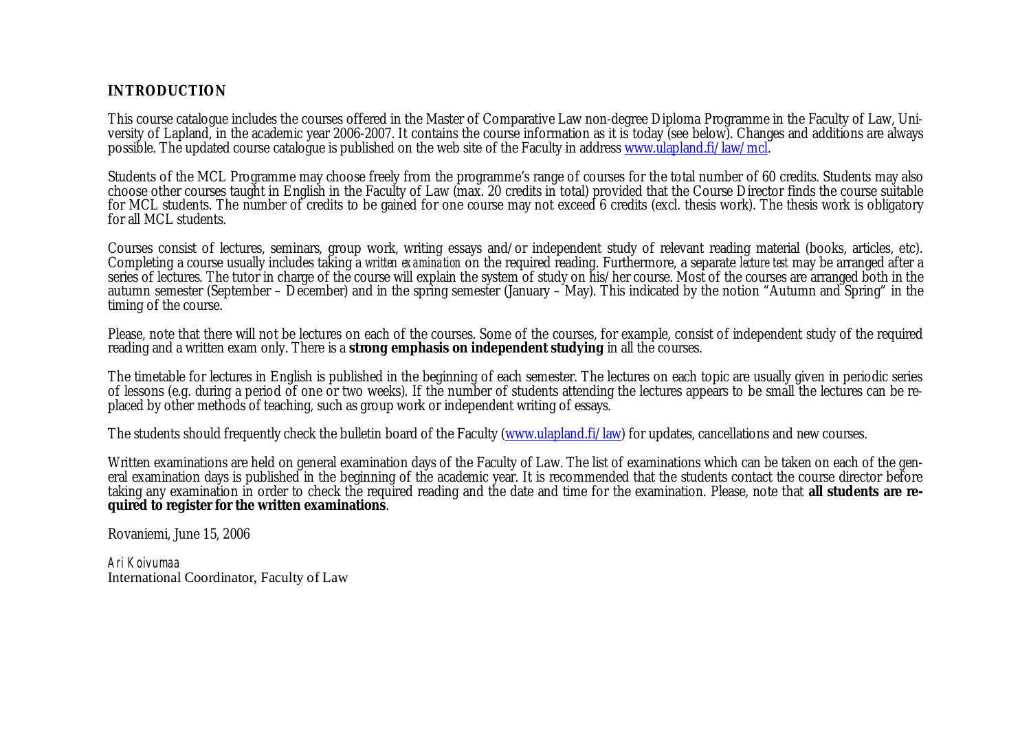## INTRODUCTION

This course catalogue includes the courses offered in the Master of Comparative Law non-degree Diploma Programme in the Faculty of Law, University of Lapland, in the academic year 2006-2007. It contains the course information as it is today (see below). Changes and additions are always possible. The updated course catalogue is published on the web site of the Faculty in address www.ulapland.fi/law/mcl.

Students of the MCL Programme may choose freely from the programme's range of courses for the total number of 60 credits. Students may also choose other courses taught in English in the Faculty of Law (max. 20 credits in total) provided that the Course Director finds the course suitable for MCL students. The number of credits to be gained for one course may not exceed 6 credits (excl. thesis work). The thesis work is obligatory for all MCL students.

Courses consist of lectures, seminars, group work, writing essays and/or independent study of relevant reading material (books, articles, etc). Completing a course usually includes taking a *written examination* on the required reading. Furthermore, a separate *lecture test* may be arranged after a series of lectures. The tutor in charge of the course will explain the system of study on his/her course. Most of the courses are arranged both in the autumn semester (September – December) and in the spring semester (January – May). This indicated by the notion "Autumn and Spring" in the timing of the course.

Please, note that there will not be lectures on each of the courses. Some of the courses, for example, consist of independent study of the required reading and a written exam only. There is a **strong emphasis on independent studying** in all the courses.

The timetable for lectures in English is published in the beginning of each semester. The lectures on each topic are usually given in periodic series of lessons (e.g. during a period of one or two weeks). If the number of students attending the lectures appears to be small the lectures can be replaced by other methods of teaching, such as group work or independent writing of essays.

The students should frequently check the bulletin board of the Faculty (www.ulapland.fi/law) for updates, cancellations and new courses.

Written examinations are held on general examination days of the Faculty of Law. The list of examinations which can be taken on each of the general examination days is published in the beginning of the academic year. It is recommended that the students contact the course director before taking any examination in order to check the required reading and the date and time for the examination. Please, note that **all students are required to register for the written examinations**.

Rovaniemi, June 15, 2006

Ari Koivumaa
International Coordinator, Faculty of Law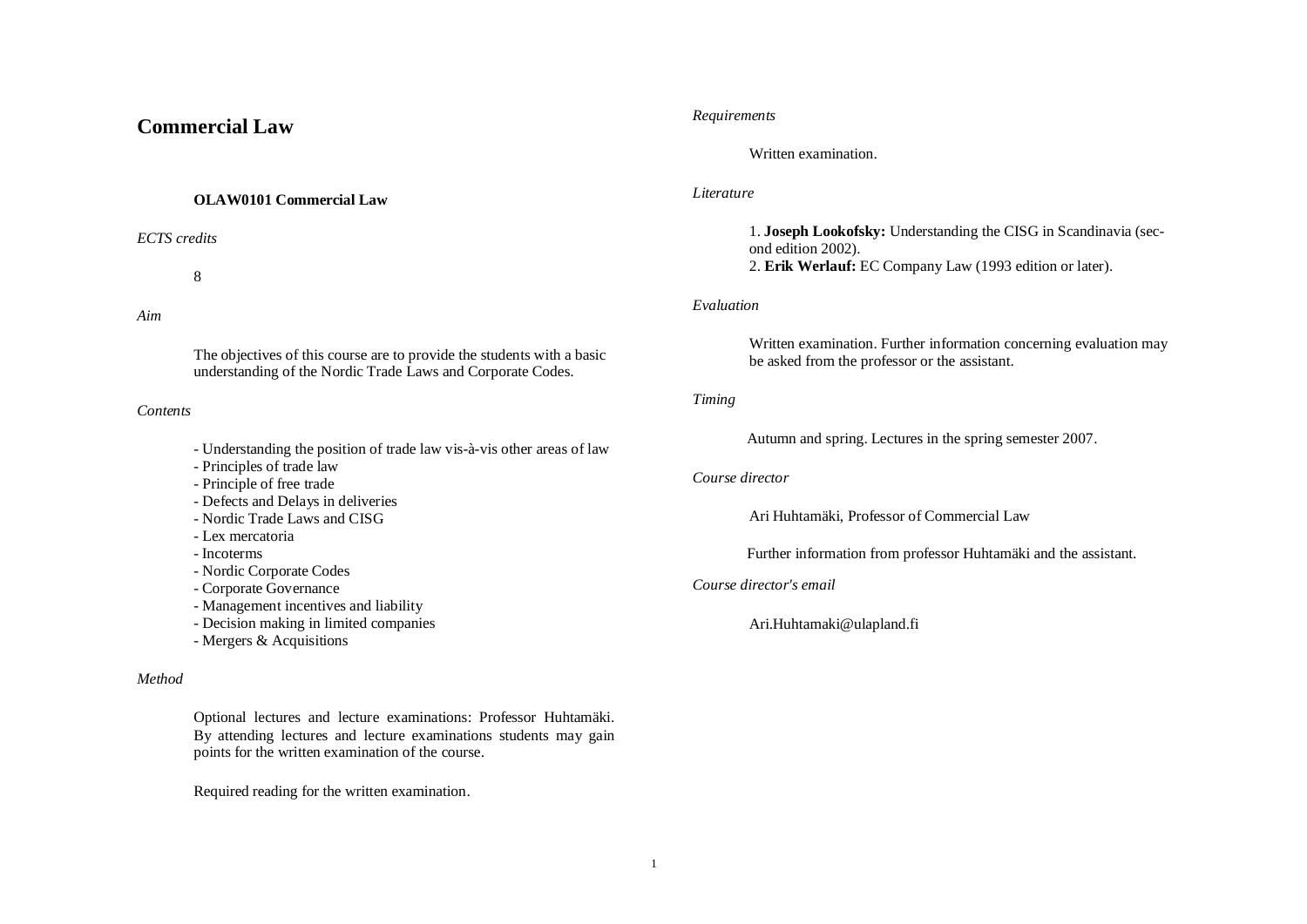# Commercial Law

### OLAW0101 Commercial Law

*ECTS credits*

8

*Aim*

The objectives of this course are to provide the students with a basic understanding of the Nordic Trade Laws and Corporate Codes.

*Contents*

- Understanding the position of trade law vis-à-vis other areas of law
- Principles of trade law
- Principle of free trade
- Defects and Delays in deliveries
- Nordic Trade Laws and CISG
- Lex mercatoria
- Incoterms
- Nordic Corporate Codes
- Corporate Governance
- Management incentives and liability
- Decision making in limited companies
- Mergers & Acquisitions

*Method*

Optional lectures and lecture examinations: Professor Huhtamäki. By attending lectures and lecture examinations students may gain points for the written examination of the course.

Required reading for the written examination.

*Requirements*

Written examination.

*Literature*

1. **Joseph Lookofsky:** Understanding the CISG in Scandinavia (second edition 2002).
2. **Erik Werlauf:** EC Company Law (1993 edition or later).

*Evaluation*

Written examination. Further information concerning evaluation may be asked from the professor or the assistant.

*Timing*

Autumn and spring. Lectures in the spring semester 2007.

*Course director*

Ari Huhtamäki, Professor of Commercial Law

Further information from professor Huhtamäki and the assistant.

*Course director's email*

Ari.Huhtamaki@ulapland.fi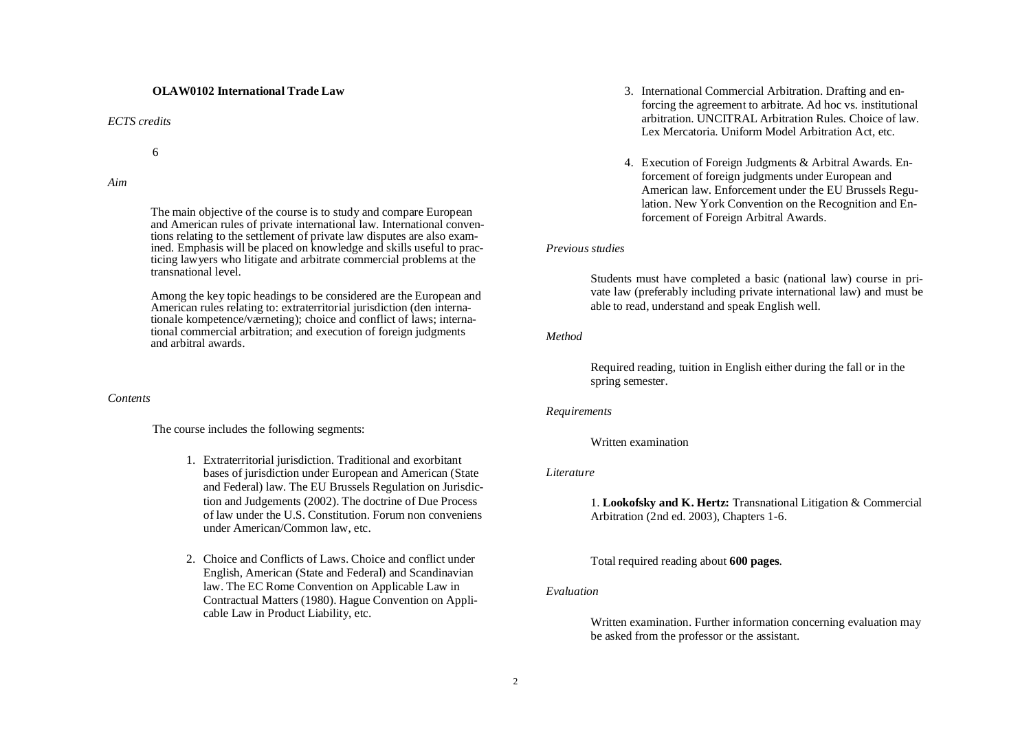**OLAW0102 International Trade Law**

*ECTS credits*

6

*Aim*

The main objective of the course is to study and compare European and American rules of private international law. International conventions relating to the settlement of private law disputes are also examined. Emphasis will be placed on knowledge and skills useful to practicing lawyers who litigate and arbitrate commercial problems at the transnational level.

Among the key topic headings to be considered are the European and American rules relating to: extraterritorial jurisdiction (den internationale kompetence/værneting); choice and conflict of laws; international commercial arbitration; and execution of foreign judgments and arbitral awards.

*Contents*

The course includes the following segments:

1. Extraterritorial jurisdiction. Traditional and exorbitant bases of jurisdiction under European and American (State and Federal) law. The EU Brussels Regulation on Jurisdiction and Judgements (2002). The doctrine of Due Process of law under the U.S. Constitution. Forum non conveniens under American/Common law, etc.

2. Choice and Conflicts of Laws. Choice and conflict under English, American (State and Federal) and Scandinavian law. The EC Rome Convention on Applicable Law in Contractual Matters (1980). Hague Convention on Applicable Law in Product Liability, etc.

3. International Commercial Arbitration. Drafting and enforcing the agreement to arbitrate. Ad hoc vs. institutional arbitration. UNCITRAL Arbitration Rules. Choice of law. Lex Mercatoria. Uniform Model Arbitration Act, etc.

4. Execution of Foreign Judgments & Arbitral Awards. Enforcement of foreign judgments under European and American law. Enforcement under the EU Brussels Regulation. New York Convention on the Recognition and Enforcement of Foreign Arbitral Awards.

*Previous studies*

Students must have completed a basic (national law) course in private law (preferably including private international law) and must be able to read, understand and speak English well.

*Method*

Required reading, tuition in English either during the fall or in the spring semester.

*Requirements*

Written examination

*Literature*

1. **Lookofsky and K. Hertz:** Transnational Litigation & Commercial Arbitration (2nd ed. 2003), Chapters 1-6.

Total required reading about **600 pages**.

*Evaluation*

Written examination. Further information concerning evaluation may be asked from the professor or the assistant.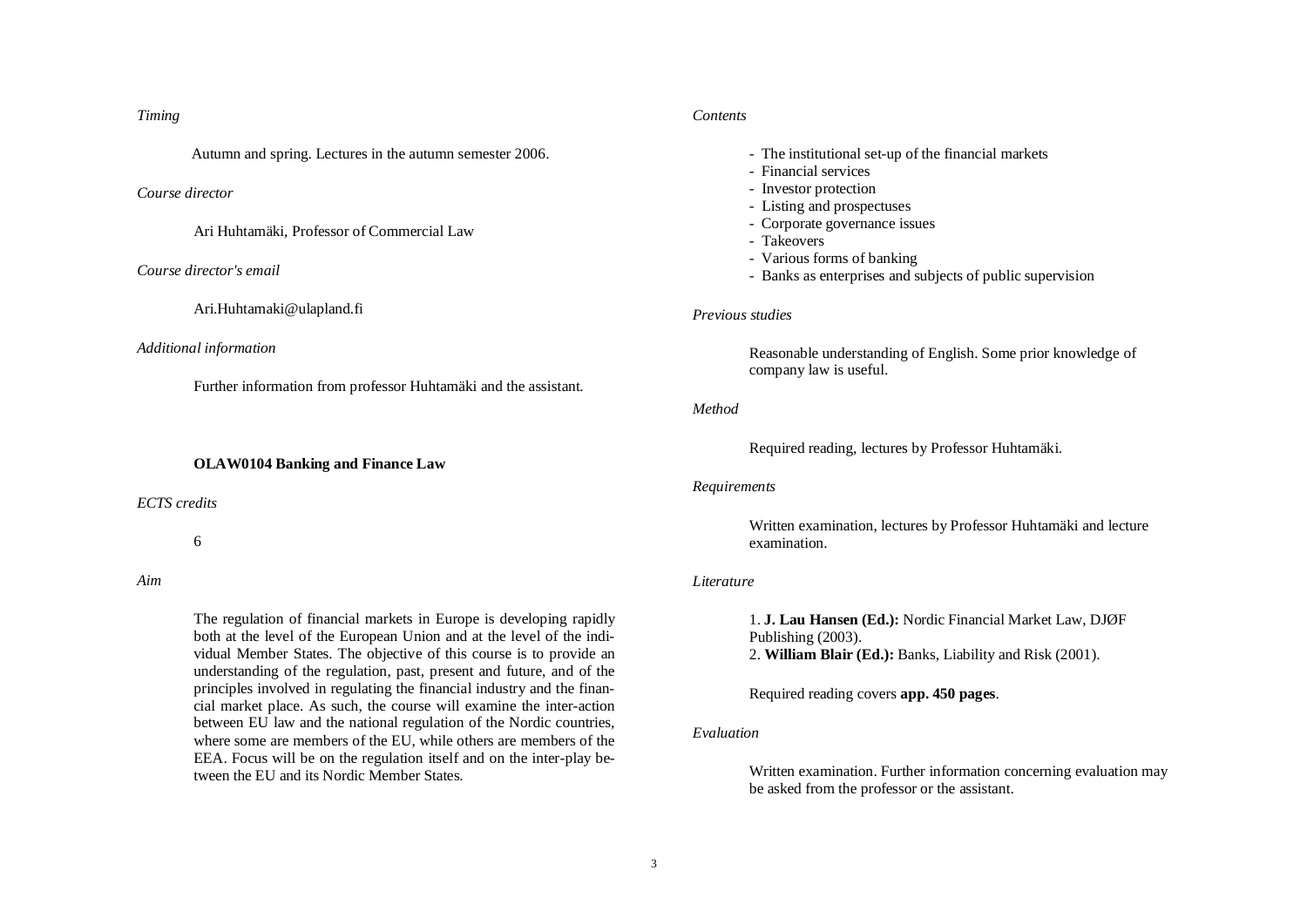*Timing*

Autumn and spring. Lectures in the autumn semester 2006.

*Course director*

Ari Huhtamäki, Professor of Commercial Law

*Course director's email*

Ari.Huhtamaki@ulapland.fi

*Additional information*

Further information from professor Huhtamäki and the assistant.

## OLAW0104 Banking and Finance Law

*ECTS credits*

6

*Aim*

The regulation of financial markets in Europe is developing rapidly both at the level of the European Union and at the level of the individual Member States. The objective of this course is to provide an understanding of the regulation, past, present and future, and of the principles involved in regulating the financial industry and the financial market place. As such, the course will examine the inter-action between EU law and the national regulation of the Nordic countries, where some are members of the EU, while others are members of the EEA. Focus will be on the regulation itself and on the inter-play between the EU and its Nordic Member States.

*Contents*

- The institutional set-up of the financial markets
- Financial services
- Investor protection
- Listing and prospectuses
- Corporate governance issues
- Takeovers
- Various forms of banking
- Banks as enterprises and subjects of public supervision

*Previous studies*

Reasonable understanding of English. Some prior knowledge of company law is useful.

*Method*

Required reading, lectures by Professor Huhtamäki.

*Requirements*

Written examination, lectures by Professor Huhtamäki and lecture examination.

*Literature*

1. **J. Lau Hansen (Ed.):** Nordic Financial Market Law, DJØF Publishing (2003).
2. **William Blair (Ed.):** Banks, Liability and Risk (2001).

Required reading covers **app. 450 pages**.

*Evaluation*

Written examination. Further information concerning evaluation may be asked from the professor or the assistant.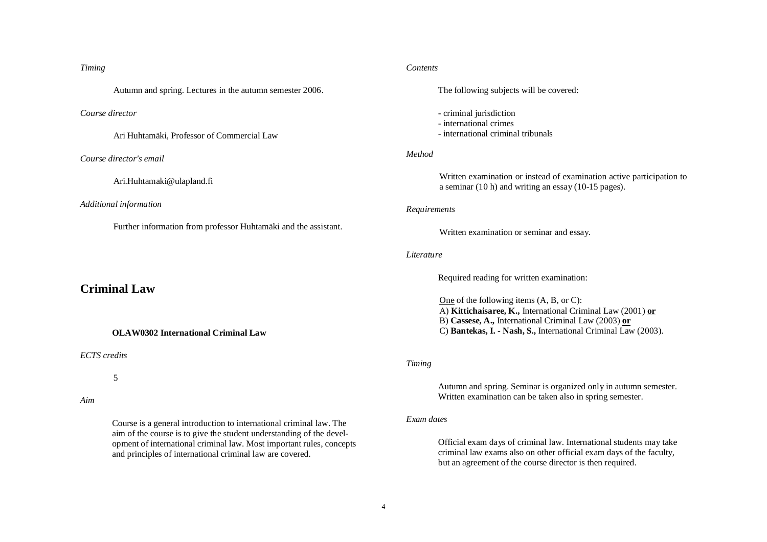*Timing*

Autumn and spring. Lectures in the autumn semester 2006.

*Course director*

Ari Huhtamäki, Professor of Commercial Law

*Course director's email*

Ari.Huhtamaki@ulapland.fi

*Additional information*

Further information from professor Huhtamäki and the assistant.

## Criminal Law

### OLAW0302 International Criminal Law

*ECTS credits*

5

*Aim*

Course is a general introduction to international criminal law. The aim of the course is to give the student understanding of the development of international criminal law. Most important rules, concepts and principles of international criminal law are covered.

*Contents*

The following subjects will be covered:

- criminal jurisdiction
- international crimes
- international criminal tribunals

*Method*

Written examination or instead of examination active participation to a seminar (10 h) and writing an essay (10-15 pages).

*Requirements*

Written examination or seminar and essay.

*Literature*

Required reading for written examination:

One of the following items (A, B, or C):
A) **Kittichaisaree, K.,** International Criminal Law (2001) **or**
B) **Cassese, A.,** International Criminal Law (2003) **or**
C) **Bantekas, I. - Nash, S.,** International Criminal Law (2003).

*Timing*

Autumn and spring. Seminar is organized only in autumn semester. Written examination can be taken also in spring semester.

*Exam dates*

Official exam days of criminal law. International students may take criminal law exams also on other official exam days of the faculty, but an agreement of the course director is then required.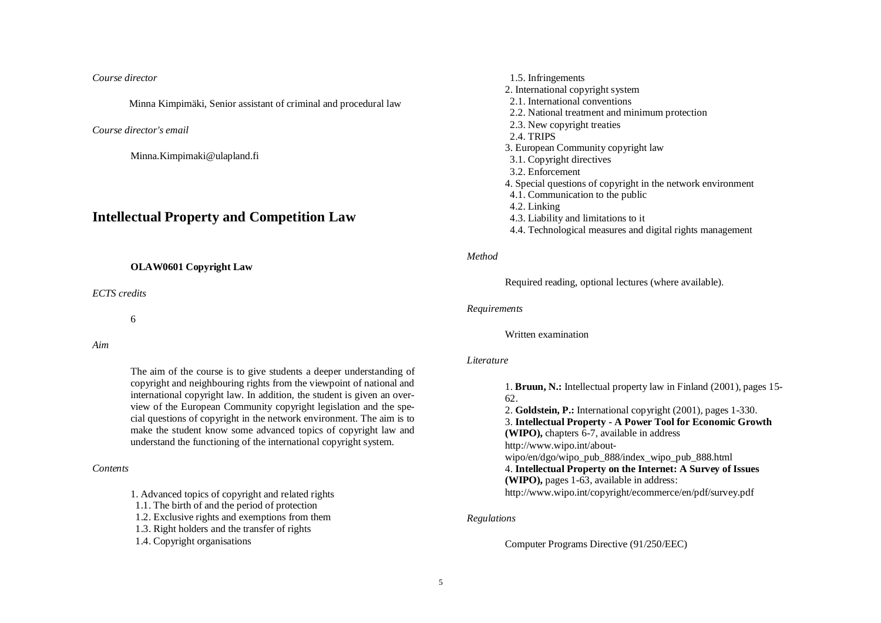*Course director*

Minna Kimpimäki, Senior assistant of criminal and procedural law

*Course director's email*

Minna.Kimpimaki@ulapland.fi

## Intellectual Property and Competition Law

### OLAW0601 Copyright Law

*ECTS credits*

6

*Aim*

The aim of the course is to give students a deeper understanding of copyright and neighbouring rights from the viewpoint of national and international copyright law. In addition, the student is given an overview of the European Community copyright legislation and the special questions of copyright in the network environment. The aim is to make the student know some advanced topics of copyright law and understand the functioning of the international copyright system.

*Contents*

1. Advanced topics of copyright and related rights
   1.1. The birth of and the period of protection
   1.2. Exclusive rights and exemptions from them
   1.3. Right holders and the transfer of rights
   1.4. Copyright organisations
   1.5. Infringements
2. International copyright system
   2.1. International conventions
   2.2. National treatment and minimum protection
   2.3. New copyright treaties
   2.4. TRIPS
3. European Community copyright law
   3.1. Copyright directives
   3.2. Enforcement
4. Special questions of copyright in the network environment
   4.1. Communication to the public
   4.2. Linking
   4.3. Liability and limitations to it
   4.4. Technological measures and digital rights management

*Method*

Required reading, optional lectures (where available).

*Requirements*

Written examination

*Literature*

1. **Bruun, N.:** Intellectual property law in Finland (2001), pages 15-62.
2. **Goldstein, P.:** International copyright (2001), pages 1-330.
3. **Intellectual Property - A Power Tool for Economic Growth (WIPO),** chapters 6-7, available in address http://www.wipo.int/about-wipo/en/dgo/wipo_pub_888/index_wipo_pub_888.html
4. **Intellectual Property on the Internet: A Survey of Issues (WIPO),** pages 1-63, available in address: http://www.wipo.int/copyright/ecommerce/en/pdf/survey.pdf

*Regulations*

Computer Programs Directive (91/250/EEC)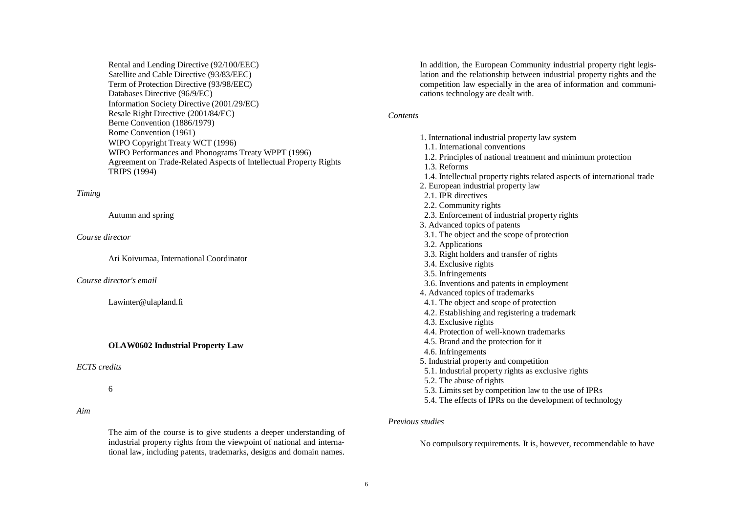Rental and Lending Directive (92/100/EEC)
Satellite and Cable Directive (93/83/EEC)
Term of Protection Directive (93/98/EEC)
Databases Directive (96/9/EC)
Information Society Directive (2001/29/EC)
Resale Right Directive (2001/84/EC)
Berne Convention (1886/1979)
Rome Convention (1961)
WIPO Copyright Treaty WCT (1996)
WIPO Performances and Phonograms Treaty WPPT (1996)
Agreement on Trade-Related Aspects of Intellectual Property Rights TRIPS (1994)

*Timing*

Autumn and spring

*Course director*

Ari Koivumaa, International Coordinator

*Course director's email*

Lawinter@ulapland.fi

**OLAW0602 Industrial Property Law**

*ECTS credits*

6

*Aim*

The aim of the course is to give students a deeper understanding of industrial property rights from the viewpoint of national and international law, including patents, trademarks, designs and domain names.

In addition, the European Community industrial property right legislation and the relationship between industrial property rights and the competition law especially in the area of information and communications technology are dealt with.

*Contents*

1. International industrial property law system
   1.1. International conventions
   1.2. Principles of national treatment and minimum protection
   1.3. Reforms
   1.4. Intellectual property rights related aspects of international trade
2. European industrial property law
   2.1. IPR directives
   2.2. Community rights
   2.3. Enforcement of industrial property rights
3. Advanced topics of patents
   3.1. The object and the scope of protection
   3.2. Applications
   3.3. Right holders and transfer of rights
   3.4. Exclusive rights
   3.5. Infringements
   3.6. Inventions and patents in employment
4. Advanced topics of trademarks
   4.1. The object and scope of protection
   4.2. Establishing and registering a trademark
   4.3. Exclusive rights
   4.4. Protection of well-known trademarks
   4.5. Brand and the protection for it
   4.6. Infringements
5. Industrial property and competition
   5.1. Industrial property rights as exclusive rights
   5.2. The abuse of rights
   5.3. Limits set by competition law to the use of IPRs
   5.4. The effects of IPRs on the development of technology

*Previous studies*

No compulsory requirements. It is, however, recommendable to have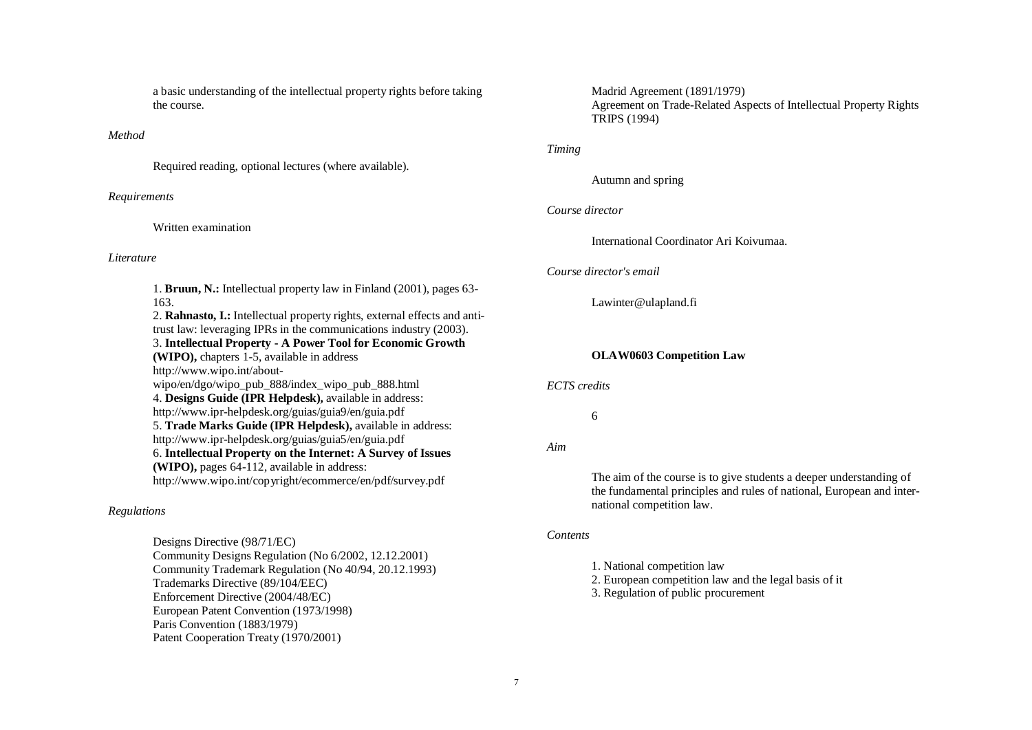a basic understanding of the intellectual property rights before taking the course.

*Method*

Required reading, optional lectures (where available).

*Requirements*

Written examination

*Literature*

1. **Bruun, N.:** Intellectual property law in Finland (2001), pages 63-163.
2. **Rahnasto, I.:** Intellectual property rights, external effects and anti-trust law: leveraging IPRs in the communications industry (2003).
3. **Intellectual Property - A Power Tool for Economic Growth (WIPO),** chapters 1-5, available in address http://www.wipo.int/about-wipo/en/dgo/wipo_pub_888/index_wipo_pub_888.html
4. **Designs Guide (IPR Helpdesk),** available in address: http://www.ipr-helpdesk.org/guias/guia9/en/guia.pdf
5. **Trade Marks Guide (IPR Helpdesk),** available in address: http://www.ipr-helpdesk.org/guias/guia5/en/guia.pdf
6. **Intellectual Property on the Internet: A Survey of Issues (WIPO),** pages 64-112, available in address: http://www.wipo.int/copyright/ecommerce/en/pdf/survey.pdf

*Regulations*

Designs Directive (98/71/EC)
Community Designs Regulation (No 6/2002, 12.12.2001)
Community Trademark Regulation (No 40/94, 20.12.1993)
Trademarks Directive (89/104/EEC)
Enforcement Directive (2004/48/EC)
European Patent Convention (1973/1998)
Paris Convention (1883/1979)
Patent Cooperation Treaty (1970/2001)
Madrid Agreement (1891/1979)
Agreement on Trade-Related Aspects of Intellectual Property Rights TRIPS (1994)

*Timing*

Autumn and spring

*Course director*

International Coordinator Ari Koivumaa.

*Course director's email*

Lawinter@ulapland.fi

**OLAW0603 Competition Law**

*ECTS credits*

6

*Aim*

The aim of the course is to give students a deeper understanding of the fundamental principles and rules of national, European and international competition law.

*Contents*

1. National competition law
2. European competition law and the legal basis of it
3. Regulation of public procurement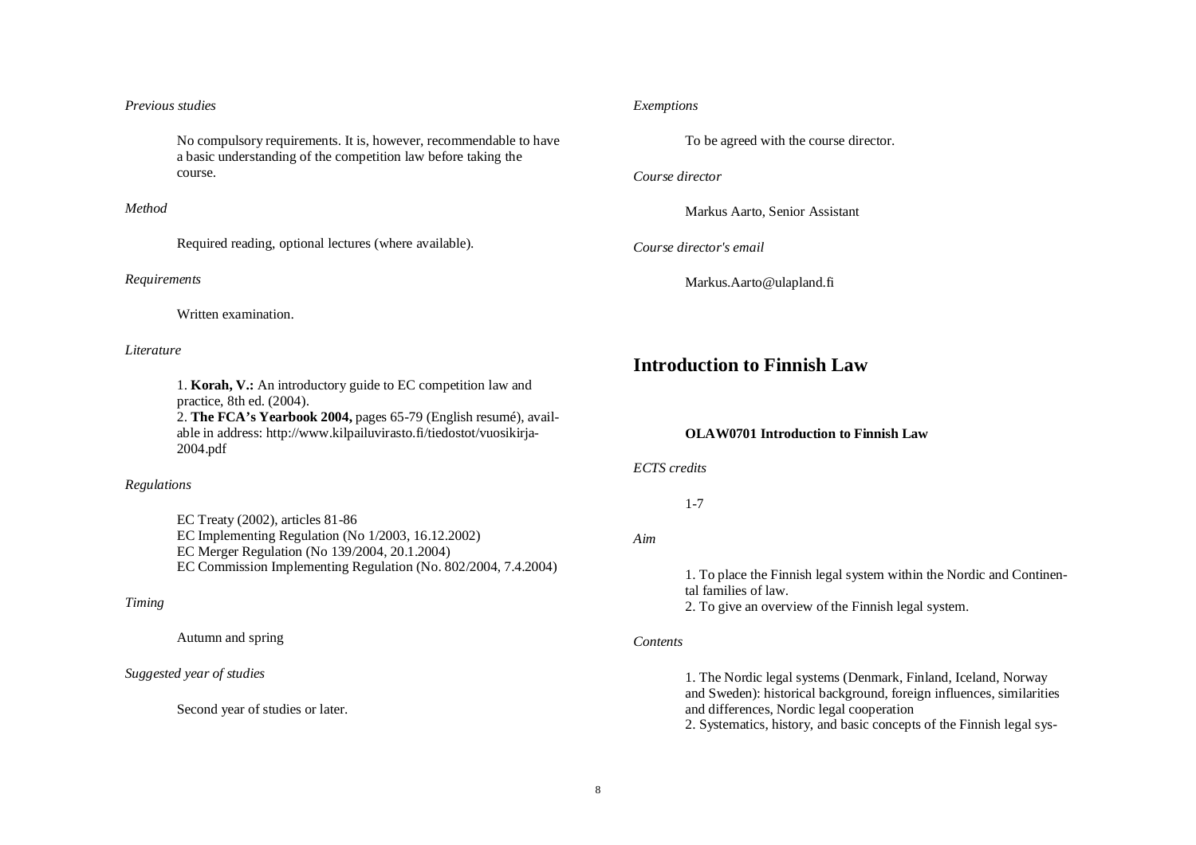*Previous studies*

No compulsory requirements. It is, however, recommendable to have a basic understanding of the competition law before taking the course.

*Method*

Required reading, optional lectures (where available).

*Requirements*

Written examination.

*Literature*

1. **Korah, V.:** An introductory guide to EC competition law and practice, 8th ed. (2004).
2. **The FCA's Yearbook 2004,** pages 65-79 (English resumé), available in address: http://www.kilpailuvirasto.fi/tiedostot/vuosikirja-2004.pdf

*Regulations*

EC Treaty (2002), articles 81-86
EC Implementing Regulation (No 1/2003, 16.12.2002)
EC Merger Regulation (No 139/2004, 20.1.2004)
EC Commission Implementing Regulation (No. 802/2004, 7.4.2004)

*Timing*

Autumn and spring

*Suggested year of studies*

Second year of studies or later.

*Exemptions*

To be agreed with the course director.

*Course director*

Markus Aarto, Senior Assistant

*Course director's email*

Markus.Aarto@ulapland.fi

## Introduction to Finnish Law

**OLAW0701 Introduction to Finnish Law**

*ECTS credits*

1-7

*Aim*

1. To place the Finnish legal system within the Nordic and Continental families of law.
2. To give an overview of the Finnish legal system.

*Contents*

1. The Nordic legal systems (Denmark, Finland, Iceland, Norway and Sweden): historical background, foreign influences, similarities and differences, Nordic legal cooperation
2. Systematics, history, and basic concepts of the Finnish legal sys-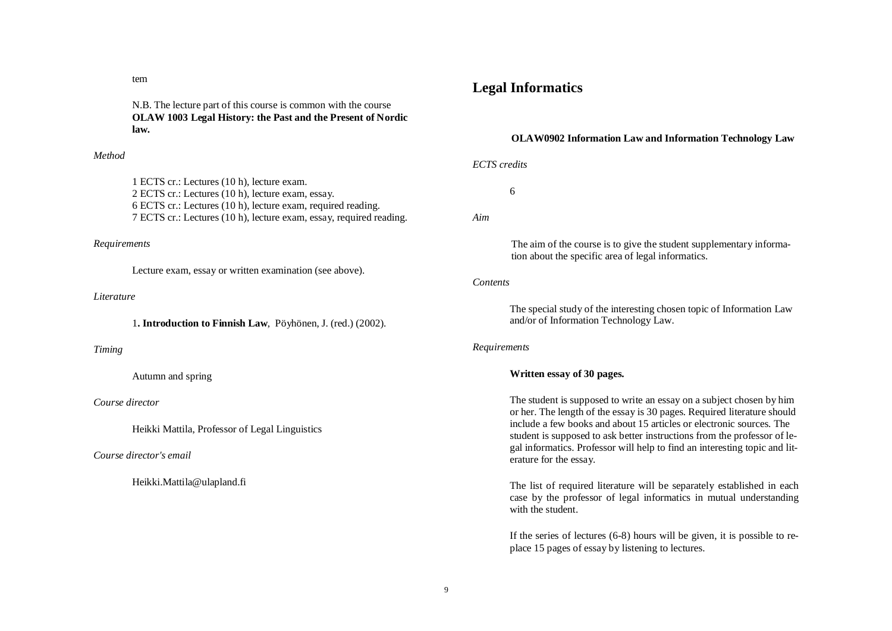tem

N.B. The lecture part of this course is common with the course **OLAW 1003 Legal History: the Past and the Present of Nordic law.**

*Method*

1 ECTS cr.: Lectures (10 h), lecture exam.
2 ECTS cr.: Lectures (10 h), lecture exam, essay.
6 ECTS cr.: Lectures (10 h), lecture exam, required reading.
7 ECTS cr.: Lectures (10 h), lecture exam, essay, required reading.

*Requirements*

Lecture exam, essay or written examination (see above).

*Literature*

1**. Introduction to Finnish Law**, Pöyhönen, J. (red.) (2002).

*Timing*

Autumn and spring

*Course director*

Heikki Mattila, Professor of Legal Linguistics

*Course director's email*

Heikki.Mattila@ulapland.fi

# Legal Informatics

**OLAW0902 Information Law and Information Technology Law**

*ECTS credits*

6

*Aim*

The aim of the course is to give the student supplementary information about the specific area of legal informatics.

*Contents*

The special study of the interesting chosen topic of Information Law and/or of Information Technology Law.

*Requirements*

**Written essay of 30 pages.**

The student is supposed to write an essay on a subject chosen by him or her. The length of the essay is 30 pages. Required literature should include a few books and about 15 articles or electronic sources. The student is supposed to ask better instructions from the professor of legal informatics. Professor will help to find an interesting topic and literature for the essay.

The list of required literature will be separately established in each case by the professor of legal informatics in mutual understanding with the student.

If the series of lectures (6-8) hours will be given, it is possible to replace 15 pages of essay by listening to lectures.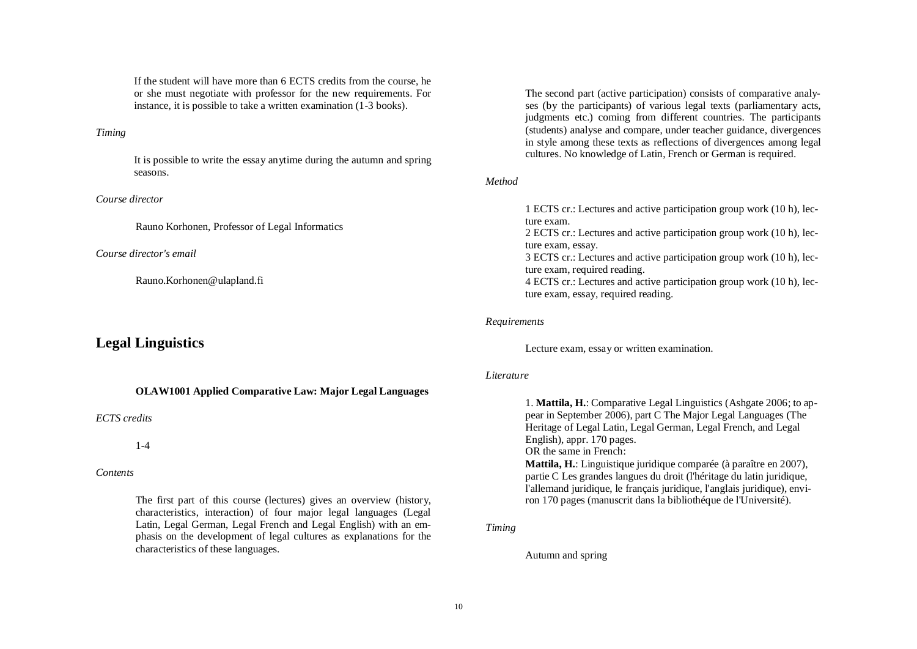If the student will have more than 6 ECTS credits from the course, he or she must negotiate with professor for the new requirements. For instance, it is possible to take a written examination (1-3 books).

*Timing*

It is possible to write the essay anytime during the autumn and spring seasons.

*Course director*

Rauno Korhonen, Professor of Legal Informatics

*Course director's email*

Rauno.Korhonen@ulapland.fi

## Legal Linguistics

### OLAW1001 Applied Comparative Law: Major Legal Languages

*ECTS credits*

1-4

*Contents*

The first part of this course (lectures) gives an overview (history, characteristics, interaction) of four major legal languages (Legal Latin, Legal German, Legal French and Legal English) with an emphasis on the development of legal cultures as explanations for the characteristics of these languages.

The second part (active participation) consists of comparative analyses (by the participants) of various legal texts (parliamentary acts, judgments etc.) coming from different countries. The participants (students) analyse and compare, under teacher guidance, divergences in style among these texts as reflections of divergences among legal cultures. No knowledge of Latin, French or German is required.

*Method*

1 ECTS cr.: Lectures and active participation group work (10 h), lecture exam.
2 ECTS cr.: Lectures and active participation group work (10 h), lecture exam, essay.
3 ECTS cr.: Lectures and active participation group work (10 h), lecture exam, required reading.
4 ECTS cr.: Lectures and active participation group work (10 h), lecture exam, essay, required reading.

*Requirements*

Lecture exam, essay or written examination.

*Literature*

1. **Mattila, H.**: Comparative Legal Linguistics (Ashgate 2006; to appear in September 2006), part C The Major Legal Languages (The Heritage of Legal Latin, Legal German, Legal French, and Legal English), appr. 170 pages.
OR the same in French:
**Mattila, H.**: Linguistique juridique comparée (à paraître en 2007), partie C Les grandes langues du droit (l'héritage du latin juridique, l'allemand juridique, le français juridique, l'anglais juridique), environ 170 pages (manuscrit dans la bibliothéque de l'Université).

*Timing*

Autumn and spring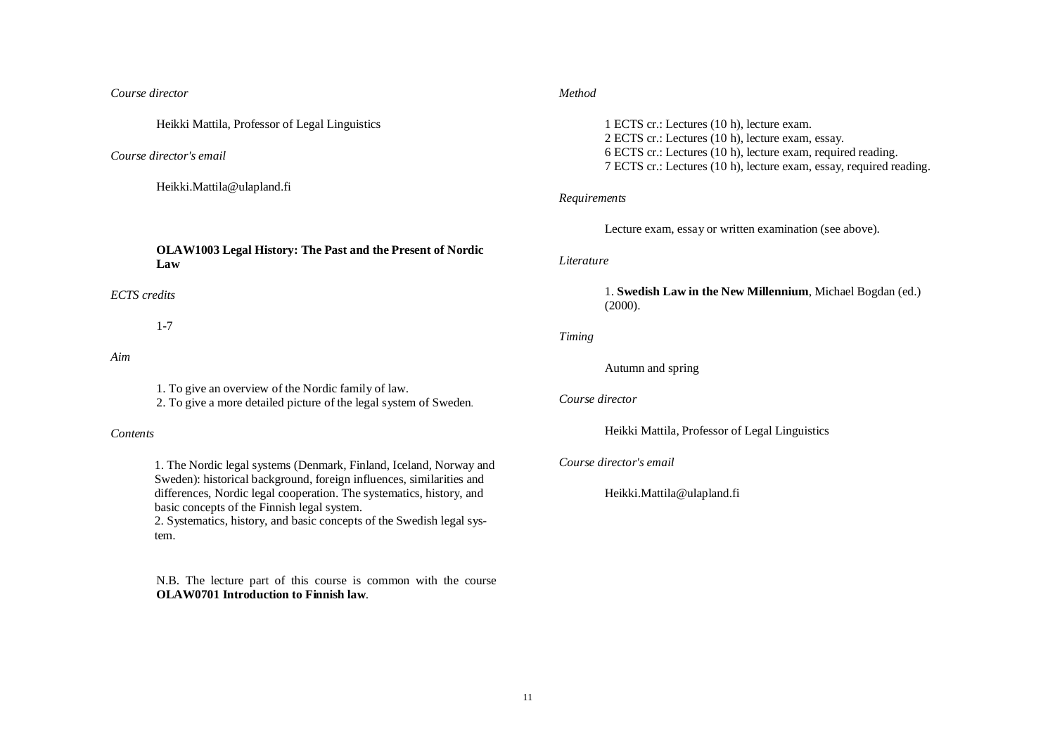*Course director*

Heikki Mattila, Professor of Legal Linguistics

*Course director's email*

Heikki.Mattila@ulapland.fi

**OLAW1003 Legal History: The Past and the Present of Nordic Law**

*ECTS credits*

1-7

*Aim*

1. To give an overview of the Nordic family of law.
2. To give a more detailed picture of the legal system of Sweden.

*Contents*

1. The Nordic legal systems (Denmark, Finland, Iceland, Norway and Sweden): historical background, foreign influences, similarities and differences, Nordic legal cooperation. The systematics, history, and basic concepts of the Finnish legal system.
2. Systematics, history, and basic concepts of the Swedish legal system.

N.B. The lecture part of this course is common with the course **OLAW0701 Introduction to Finnish law**.

*Method*

1 ECTS cr.: Lectures (10 h), lecture exam.
2 ECTS cr.: Lectures (10 h), lecture exam, essay.
6 ECTS cr.: Lectures (10 h), lecture exam, required reading.
7 ECTS cr.: Lectures (10 h), lecture exam, essay, required reading.

*Requirements*

Lecture exam, essay or written examination (see above).

*Literature*

1. **Swedish Law in the New Millennium**, Michael Bogdan (ed.) (2000).

*Timing*

Autumn and spring

*Course director*

Heikki Mattila, Professor of Legal Linguistics

*Course director's email*

Heikki.Mattila@ulapland.fi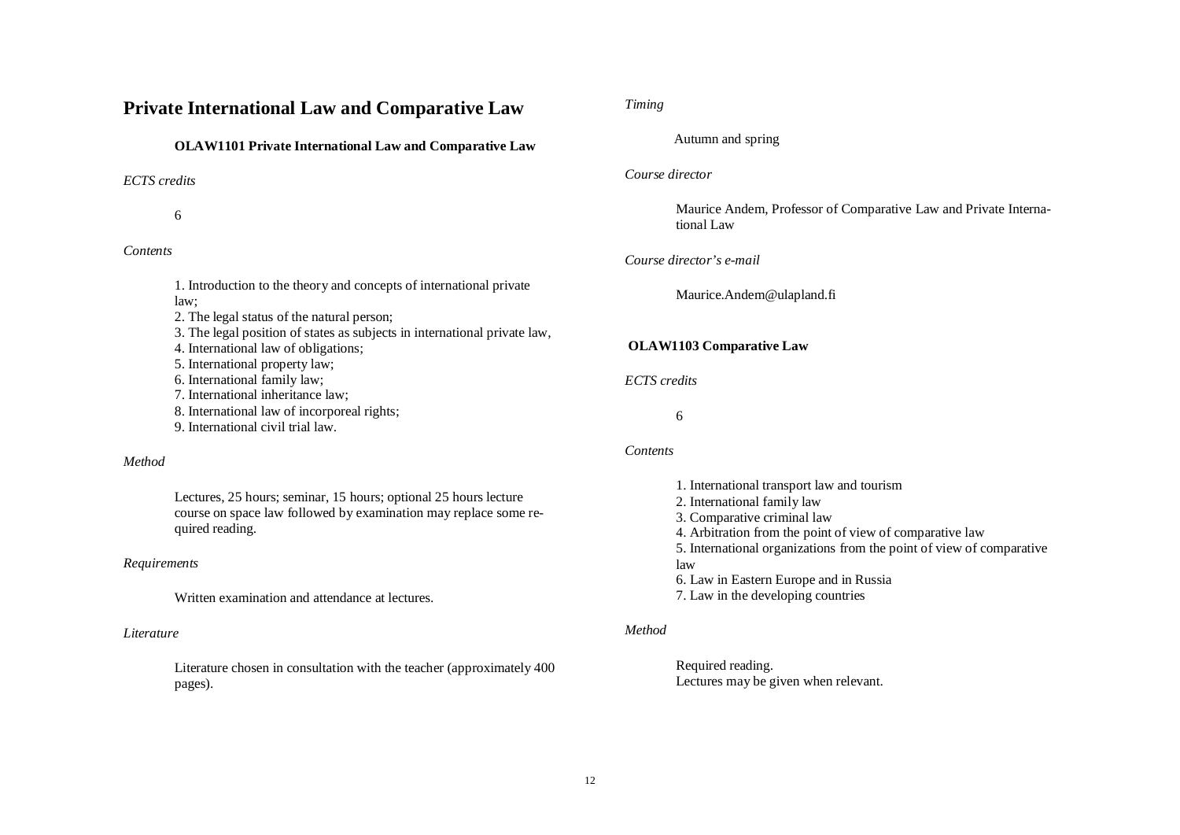# Private International Law and Comparative Law

### OLAW1101 Private International Law and Comparative Law

*ECTS credits*

6

*Contents*

1. Introduction to the theory and concepts of international private law;
2. The legal status of the natural person;
3. The legal position of states as subjects in international private law,
4. International law of obligations;
5. International property law;
6. International family law;
7. International inheritance law;
8. International law of incorporeal rights;
9. International civil trial law.

*Method*

Lectures, 25 hours; seminar, 15 hours; optional 25 hours lecture course on space law followed by examination may replace some required reading.

*Requirements*

Written examination and attendance at lectures.

*Literature*

Literature chosen in consultation with the teacher (approximately 400 pages).

*Timing*

Autumn and spring

*Course director*

Maurice Andem, Professor of Comparative Law and Private International Law

*Course director's e-mail*

Maurice.Andem@ulapland.fi

### OLAW1103 Comparative Law

*ECTS credits*

6

*Contents*

1. International transport law and tourism
2. International family law
3. Comparative criminal law
4. Arbitration from the point of view of comparative law
5. International organizations from the point of view of comparative law
6. Law in Eastern Europe and in Russia
7. Law in the developing countries

*Method*

Required reading.
Lectures may be given when relevant.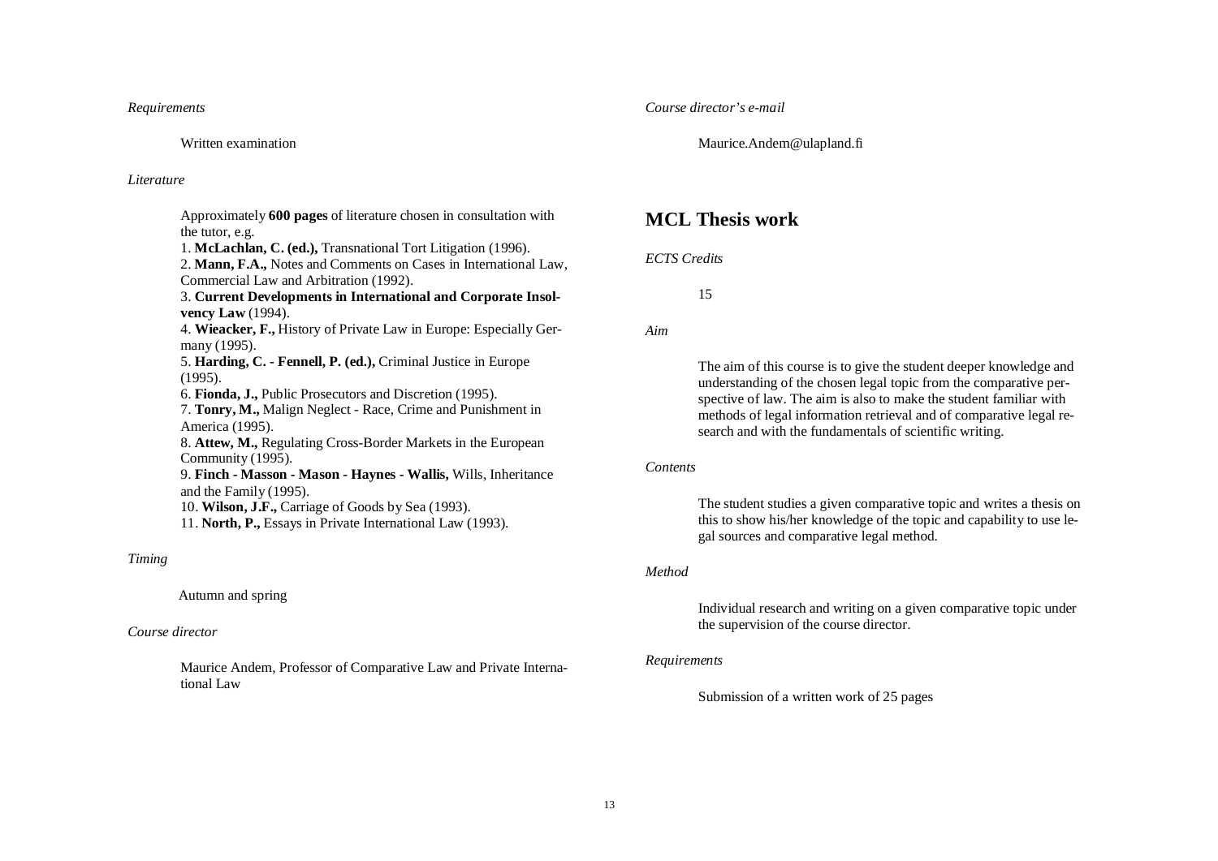*Requirements*

Written examination

*Literature*

Approximately **600 pages** of literature chosen in consultation with the tutor, e.g.

1. **McLachlan, C. (ed.),** Transnational Tort Litigation (1996).
2. **Mann, F.A.,** Notes and Comments on Cases in International Law, Commercial Law and Arbitration (1992).
3. **Current Developments in International and Corporate Insolvency Law** (1994).
4. **Wieacker, F.,** History of Private Law in Europe: Especially Germany (1995).
5. **Harding, C. - Fennell, P. (ed.),** Criminal Justice in Europe (1995).
6. **Fionda, J.,** Public Prosecutors and Discretion (1995).
7. **Tonry, M.,** Malign Neglect - Race, Crime and Punishment in America (1995).
8. **Attew, M.,** Regulating Cross-Border Markets in the European Community (1995).
9. **Finch - Masson - Mason - Haynes - Wallis,** Wills, Inheritance and the Family (1995).
10. **Wilson, J.F.,** Carriage of Goods by Sea (1993).
11. **North, P.,** Essays in Private International Law (1993).

*Timing*

Autumn and spring

*Course director*

Maurice Andem, Professor of Comparative Law and Private International Law

*Course director's e-mail*

Maurice.Andem@ulapland.fi

## MCL Thesis work

*ECTS Credits*

15

*Aim*

The aim of this course is to give the student deeper knowledge and understanding of the chosen legal topic from the comparative perspective of law. The aim is also to make the student familiar with methods of legal information retrieval and of comparative legal research and with the fundamentals of scientific writing.

*Contents*

The student studies a given comparative topic and writes a thesis on this to show his/her knowledge of the topic and capability to use legal sources and comparative legal method.

*Method*

Individual research and writing on a given comparative topic under the supervision of the course director.

*Requirements*

Submission of a written work of 25 pages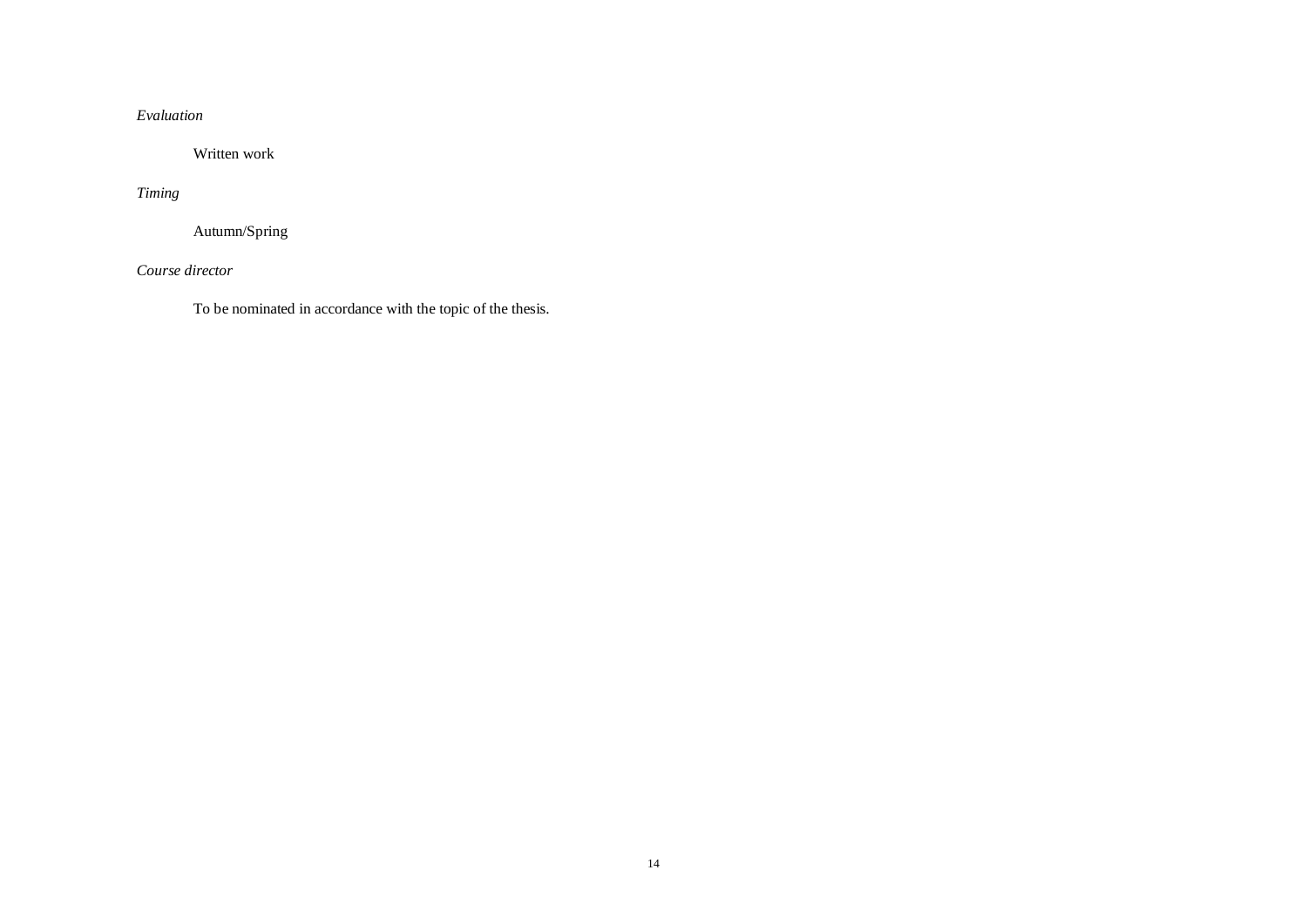*Evaluation*

Written work

*Timing*

Autumn/Spring

*Course director*

To be nominated in accordance with the topic of the thesis.